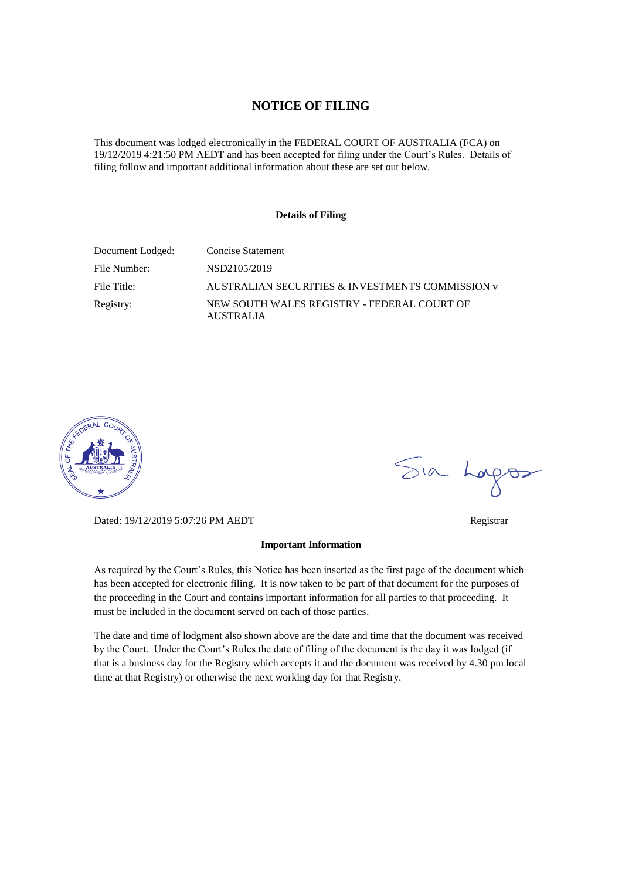# NOTICE OF FILING

This document was lodged electronically in the FEDERAL COURT OF AUSTRALIA (FCA) on 19/12/2019 4:21:50 PM AEDT and has been accepted for filing under the Court's Rules. Details of filing follow and important additional information about these are set out below.

### Details of Filing

| | |
|---|---|
| Document Lodged: | Concise Statement |
| File Number: | NSD2105/2019 |
| File Title: | AUSTRALIAN SECURITIES & INVESTMENTS COMMISSION v |
| Registry: | NEW SOUTH WALES REGISTRY - FEDERAL COURT OF AUSTRALIA |

Dated: 19/12/2019 5:07:26 PM AEDT

Registrar

### Important Information

As required by the Court's Rules, this Notice has been inserted as the first page of the document which has been accepted for electronic filing. It is now taken to be part of that document for the purposes of the proceeding in the Court and contains important information for all parties to that proceeding. It must be included in the document served on each of those parties.

The date and time of lodgment also shown above are the date and time that the document was received by the Court. Under the Court's Rules the date of filing of the document is the day it was lodged (if that is a business day for the Registry which accepts it and the document was received by 4.30 pm local time at that Registry) or otherwise the next working day for that Registry.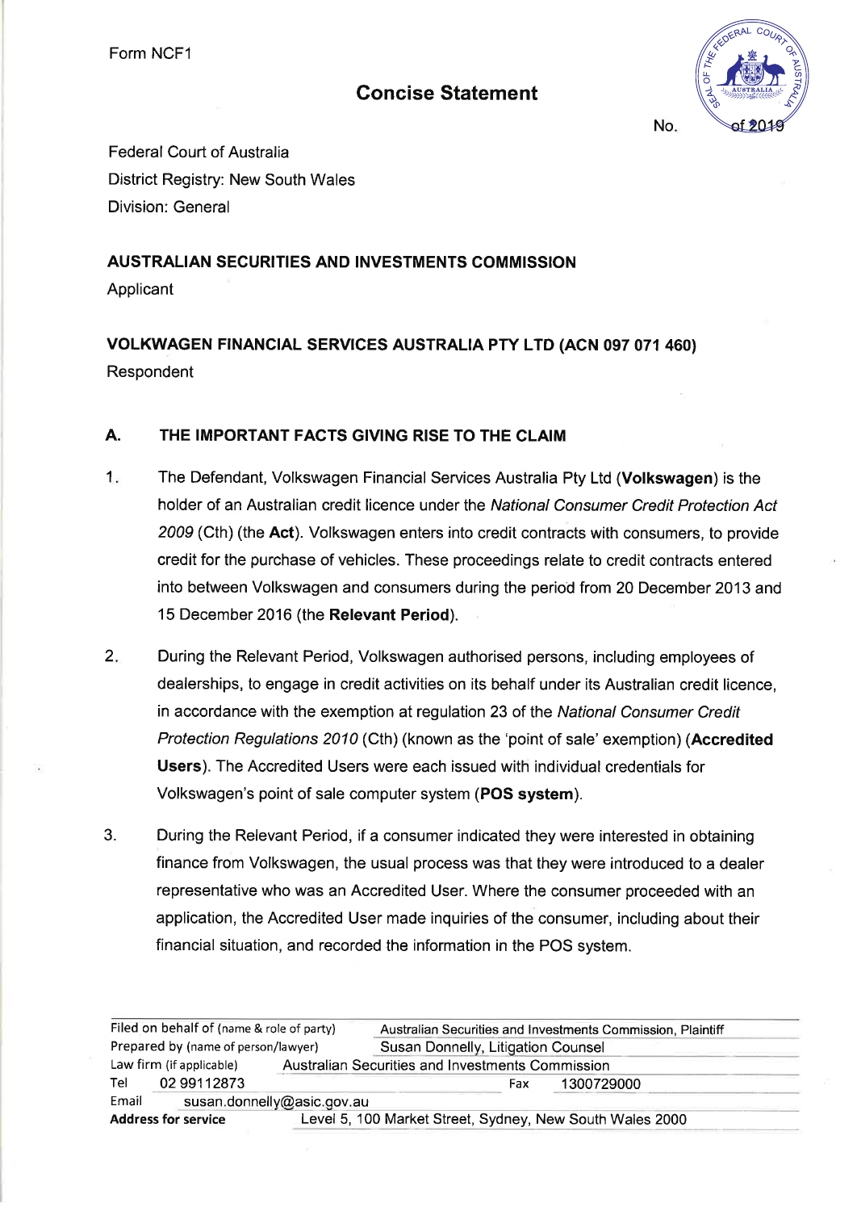Form NCF1

# Concise Statement

No. of 2019

Federal Court of Australia
District Registry: New South Wales
Division: General

**AUSTRALIAN SECURITIES AND INVESTMENTS COMMISSION**
Applicant

**VOLKWAGEN FINANCIAL SERVICES AUSTRALIA PTY LTD (ACN 097 071 460)**
Respondent

## A. THE IMPORTANT FACTS GIVING RISE TO THE CLAIM

1. The Defendant, Volkswagen Financial Services Australia Pty Ltd (**Volkswagen**) is the holder of an Australian credit licence under the *National Consumer Credit Protection Act 2009* (Cth) (the **Act**). Volkswagen enters into credit contracts with consumers, to provide credit for the purchase of vehicles. These proceedings relate to credit contracts entered into between Volkswagen and consumers during the period from 20 December 2013 and 15 December 2016 (the **Relevant Period**).

2. During the Relevant Period, Volkswagen authorised persons, including employees of dealerships, to engage in credit activities on its behalf under its Australian credit licence, in accordance with the exemption at regulation 23 of the *National Consumer Credit Protection Regulations 2010* (Cth) (known as the 'point of sale' exemption) (**Accredited Users**). The Accredited Users were each issued with individual credentials for Volkswagen's point of sale computer system (**POS system**).

3. During the Relevant Period, if a consumer indicated they were interested in obtaining finance from Volkswagen, the usual process was that they were introduced to a dealer representative who was an Accredited User. Where the consumer proceeded with an application, the Accredited User made inquiries of the consumer, including about their financial situation, and recorded the information in the POS system.

| | |
|---|---|
| Filed on behalf of (name & role of party) | Australian Securities and Investments Commission, Plaintiff |
| Prepared by (name of person/lawyer) | Susan Donnelly, Litigation Counsel |
| Law firm (if applicable) | Australian Securities and Investments Commission |
| Tel 02 99112873 | Fax 1300729000 |
| Email | susan.donnelly@asic.gov.au |
| **Address for service** | Level 5, 100 Market Street, Sydney, New South Wales 2000 |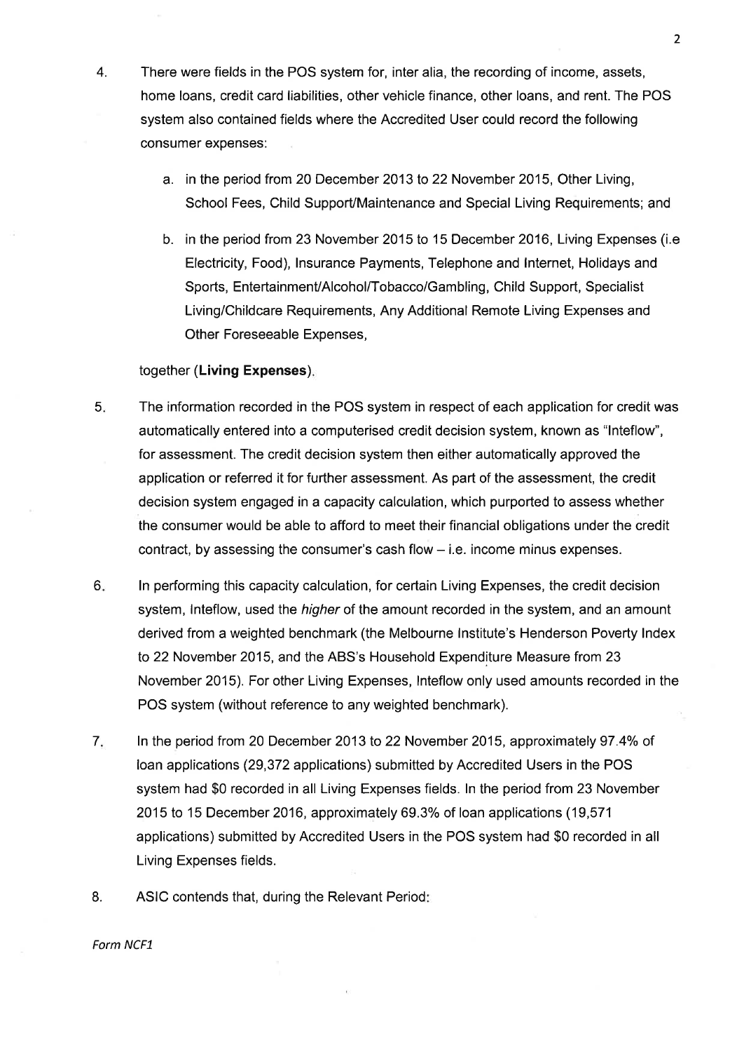4. There were fields in the POS system for, inter alia, the recording of income, assets, home loans, credit card liabilities, other vehicle finance, other loans, and rent. The POS system also contained fields where the Accredited User could record the following consumer expenses:

   a. in the period from 20 December 2013 to 22 November 2015, Other Living, School Fees, Child Support/Maintenance and Special Living Requirements; and

   b. in the period from 23 November 2015 to 15 December 2016, Living Expenses (i.e Electricity, Food), Insurance Payments, Telephone and Internet, Holidays and Sports, Entertainment/Alcohol/Tobacco/Gambling, Child Support, Specialist Living/Childcare Requirements, Any Additional Remote Living Expenses and Other Foreseeable Expenses,

   together (**Living Expenses**).

5. The information recorded in the POS system in respect of each application for credit was automatically entered into a computerised credit decision system, known as "Inteflow", for assessment. The credit decision system then either automatically approved the application or referred it for further assessment. As part of the assessment, the credit decision system engaged in a capacity calculation, which purported to assess whether the consumer would be able to afford to meet their financial obligations under the credit contract, by assessing the consumer's cash flow – i.e. income minus expenses.

6. In performing this capacity calculation, for certain Living Expenses, the credit decision system, Inteflow, used the *higher* of the amount recorded in the system, and an amount derived from a weighted benchmark (the Melbourne Institute's Henderson Poverty Index to 22 November 2015, and the ABS's Household Expenditure Measure from 23 November 2015). For other Living Expenses, Inteflow only used amounts recorded in the POS system (without reference to any weighted benchmark).

7. In the period from 20 December 2013 to 22 November 2015, approximately 97.4% of loan applications (29,372 applications) submitted by Accredited Users in the POS system had $0 recorded in all Living Expenses fields. In the period from 23 November 2015 to 15 December 2016, approximately 69.3% of loan applications (19,571 applications) submitted by Accredited Users in the POS system had $0 recorded in all Living Expenses fields.

8. ASIC contends that, during the Relevant Period: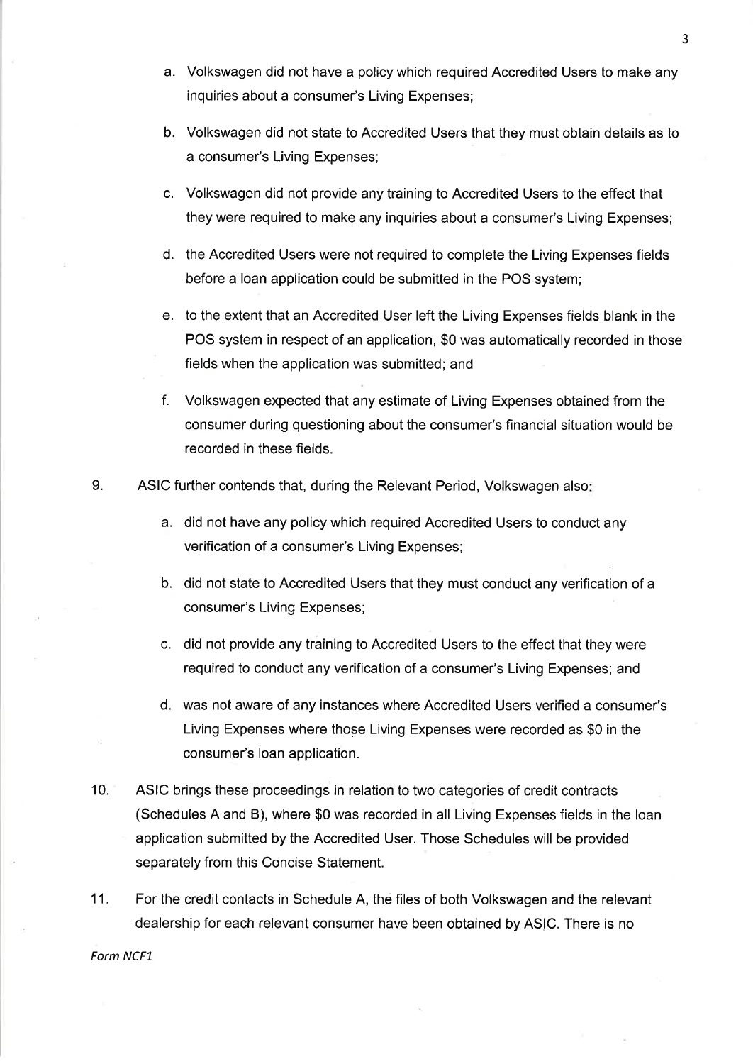a. Volkswagen did not have a policy which required Accredited Users to make any inquiries about a consumer's Living Expenses;

b. Volkswagen did not state to Accredited Users that they must obtain details as to a consumer's Living Expenses;

c. Volkswagen did not provide any training to Accredited Users to the effect that they were required to make any inquiries about a consumer's Living Expenses;

d. the Accredited Users were not required to complete the Living Expenses fields before a loan application could be submitted in the POS system;

e. to the extent that an Accredited User left the Living Expenses fields blank in the POS system in respect of an application, $0 was automatically recorded in those fields when the application was submitted; and

f. Volkswagen expected that any estimate of Living Expenses obtained from the consumer during questioning about the consumer's financial situation would be recorded in these fields.

9. ASIC further contends that, during the Relevant Period, Volkswagen also:

    a. did not have any policy which required Accredited Users to conduct any verification of a consumer's Living Expenses;

    b. did not state to Accredited Users that they must conduct any verification of a consumer's Living Expenses;

    c. did not provide any training to Accredited Users to the effect that they were required to conduct any verification of a consumer's Living Expenses; and

    d. was not aware of any instances where Accredited Users verified a consumer's Living Expenses where those Living Expenses were recorded as $0 in the consumer's loan application.

10. ASIC brings these proceedings in relation to two categories of credit contracts (Schedules A and B), where $0 was recorded in all Living Expenses fields in the loan application submitted by the Accredited User. Those Schedules will be provided separately from this Concise Statement.

11. For the credit contacts in Schedule A, the files of both Volkswagen and the relevant dealership for each relevant consumer have been obtained by ASIC. There is no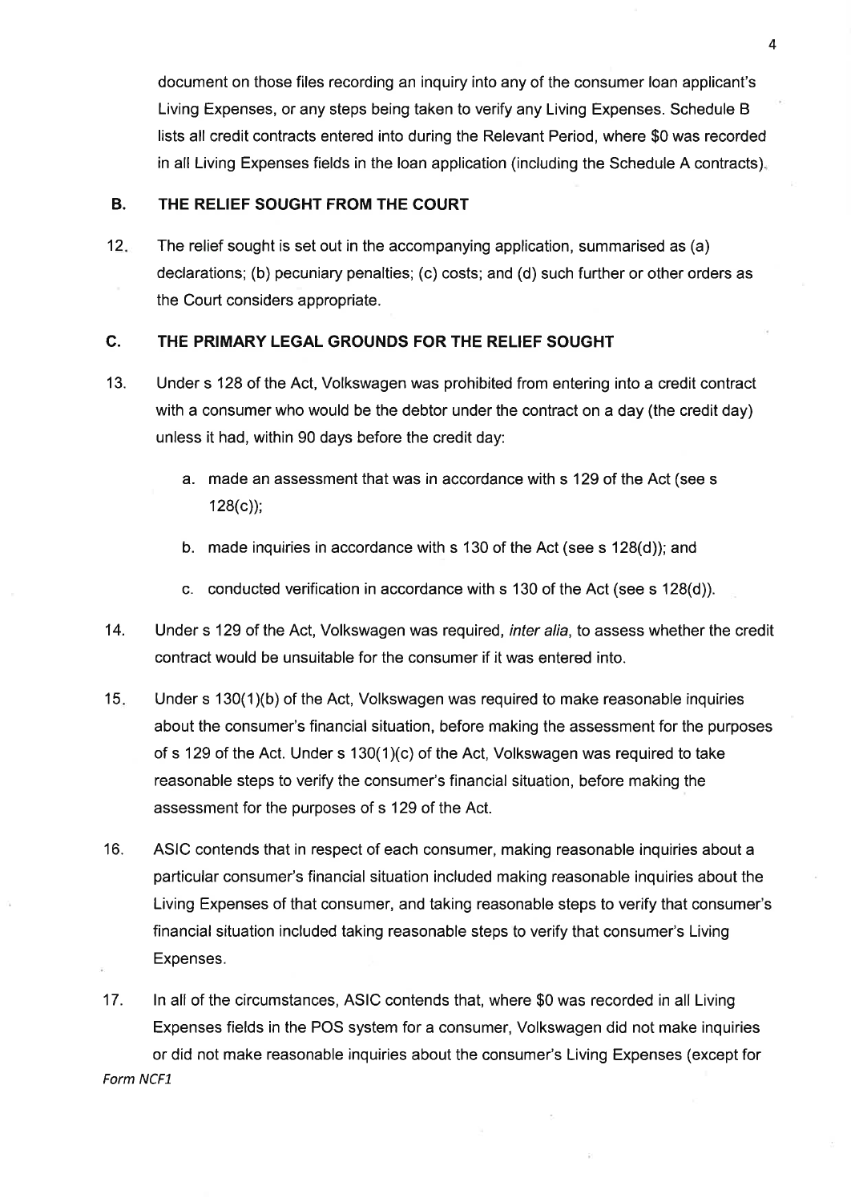document on those files recording an inquiry into any of the consumer loan applicant's Living Expenses, or any steps being taken to verify any Living Expenses. Schedule B lists all credit contracts entered into during the Relevant Period, where $0 was recorded in all Living Expenses fields in the loan application (including the Schedule A contracts).

## B. THE RELIEF SOUGHT FROM THE COURT

12. The relief sought is set out in the accompanying application, summarised as (a) declarations; (b) pecuniary penalties; (c) costs; and (d) such further or other orders as the Court considers appropriate.

## C. THE PRIMARY LEGAL GROUNDS FOR THE RELIEF SOUGHT

13. Under s 128 of the Act, Volkswagen was prohibited from entering into a credit contract with a consumer who would be the debtor under the contract on a day (the credit day) unless it had, within 90 days before the credit day:

    a. made an assessment that was in accordance with s 129 of the Act (see s 128(c));

    b. made inquiries in accordance with s 130 of the Act (see s 128(d)); and

    c. conducted verification in accordance with s 130 of the Act (see s 128(d)).

14. Under s 129 of the Act, Volkswagen was required, *inter alia*, to assess whether the credit contract would be unsuitable for the consumer if it was entered into.

15. Under s 130(1)(b) of the Act, Volkswagen was required to make reasonable inquiries about the consumer's financial situation, before making the assessment for the purposes of s 129 of the Act. Under s 130(1)(c) of the Act, Volkswagen was required to take reasonable steps to verify the consumer's financial situation, before making the assessment for the purposes of s 129 of the Act.

16. ASIC contends that in respect of each consumer, making reasonable inquiries about a particular consumer's financial situation included making reasonable inquiries about the Living Expenses of that consumer, and taking reasonable steps to verify that consumer's financial situation included taking reasonable steps to verify that consumer's Living Expenses.

17. In all of the circumstances, ASIC contends that, where $0 was recorded in all Living Expenses fields in the POS system for a consumer, Volkswagen did not make inquiries or did not make reasonable inquiries about the consumer's Living Expenses (except for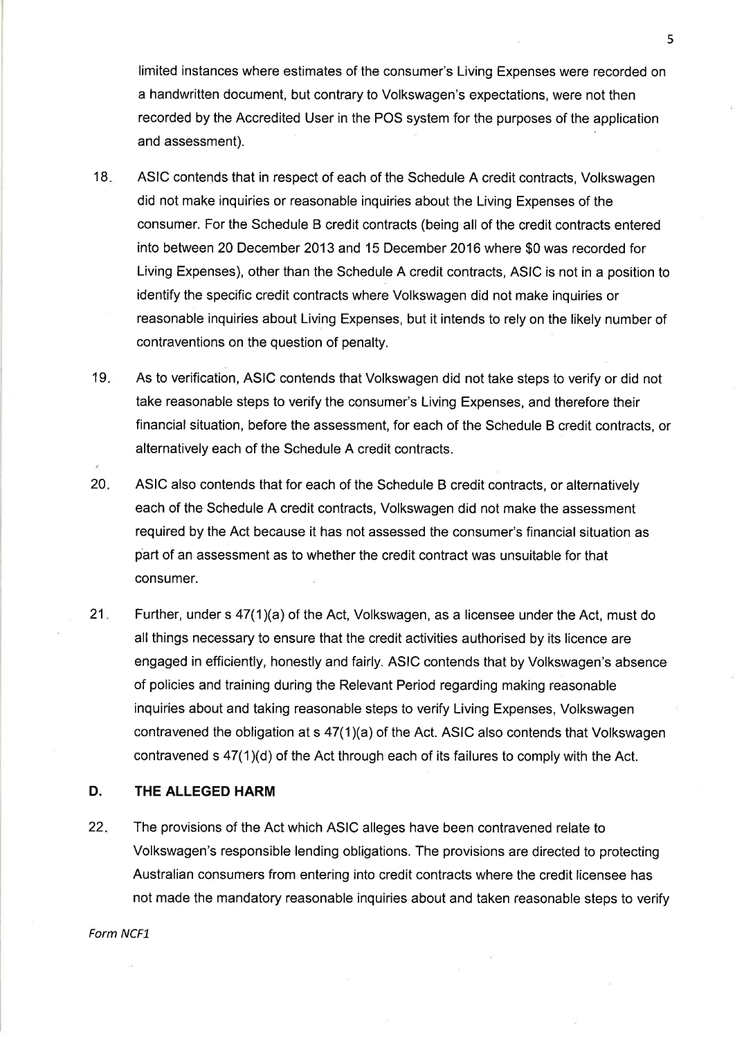limited instances where estimates of the consumer's Living Expenses were recorded on a handwritten document, but contrary to Volkswagen's expectations, were not then recorded by the Accredited User in the POS system for the purposes of the application and assessment).

18. ASIC contends that in respect of each of the Schedule A credit contracts, Volkswagen did not make inquiries or reasonable inquiries about the Living Expenses of the consumer. For the Schedule B credit contracts (being all of the credit contracts entered into between 20 December 2013 and 15 December 2016 where $0 was recorded for Living Expenses), other than the Schedule A credit contracts, ASIC is not in a position to identify the specific credit contracts where Volkswagen did not make inquiries or reasonable inquiries about Living Expenses, but it intends to rely on the likely number of contraventions on the question of penalty.

19. As to verification, ASIC contends that Volkswagen did not take steps to verify or did not take reasonable steps to verify the consumer's Living Expenses, and therefore their financial situation, before the assessment, for each of the Schedule B credit contracts, or alternatively each of the Schedule A credit contracts.

20. ASIC also contends that for each of the Schedule B credit contracts, or alternatively each of the Schedule A credit contracts, Volkswagen did not make the assessment required by the Act because it has not assessed the consumer's financial situation as part of an assessment as to whether the credit contract was unsuitable for that consumer.

21. Further, under s 47(1)(a) of the Act, Volkswagen, as a licensee under the Act, must do all things necessary to ensure that the credit activities authorised by its licence are engaged in efficiently, honestly and fairly. ASIC contends that by Volkswagen's absence of policies and training during the Relevant Period regarding making reasonable inquiries about and taking reasonable steps to verify Living Expenses, Volkswagen contravened the obligation at s 47(1)(a) of the Act. ASIC also contends that Volkswagen contravened s 47(1)(d) of the Act through each of its failures to comply with the Act.

## D. THE ALLEGED HARM

22. The provisions of the Act which ASIC alleges have been contravened relate to Volkswagen's responsible lending obligations. The provisions are directed to protecting Australian consumers from entering into credit contracts where the credit licensee has not made the mandatory reasonable inquiries about and taken reasonable steps to verify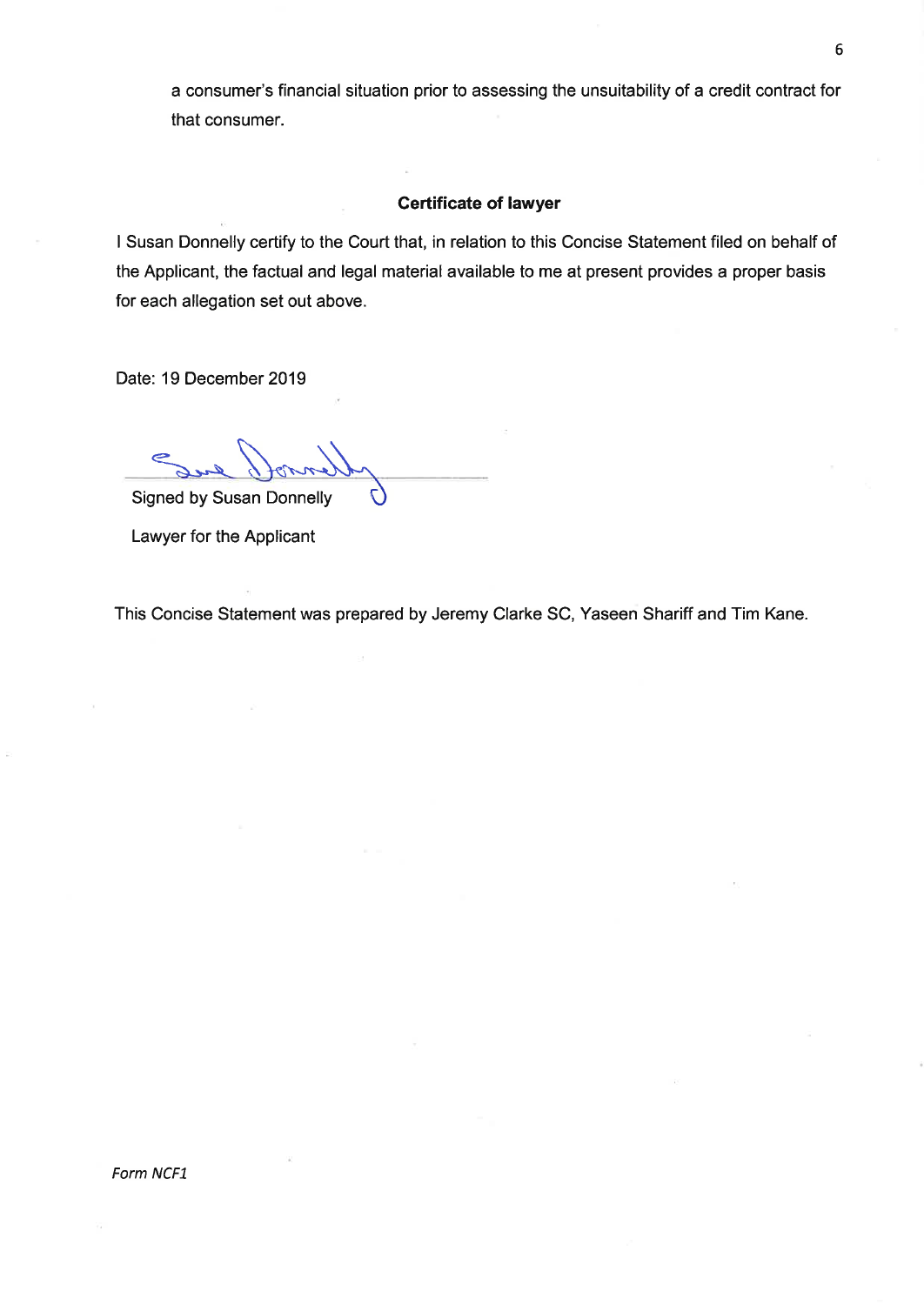a consumer's financial situation prior to assessing the unsuitability of a credit contract for that consumer.

**Certificate of lawyer**

I Susan Donnelly certify to the Court that, in relation to this Concise Statement filed on behalf of the Applicant, the factual and legal material available to me at present provides a proper basis for each allegation set out above.

Date: 19 December 2019

Signed by Susan Donnelly

Lawyer for the Applicant

This Concise Statement was prepared by Jeremy Clarke SC, Yaseen Shariff and Tim Kane.

*Form NCF1*